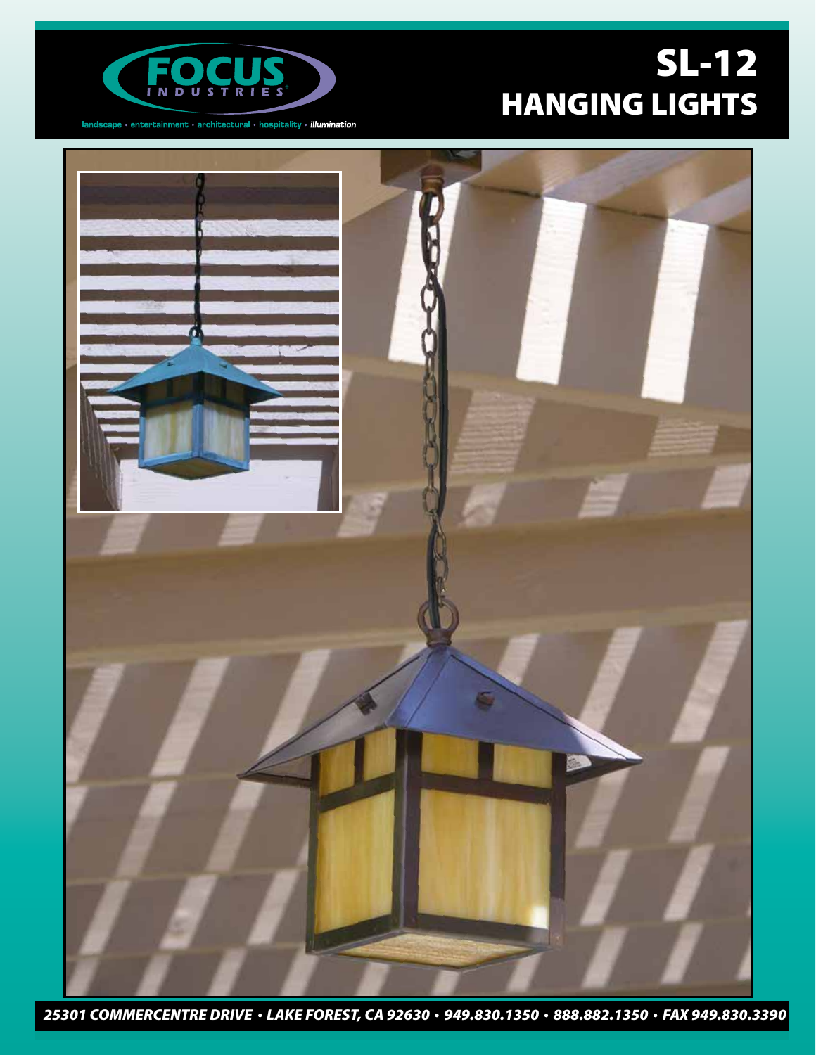FOCUS INDUSTRIES

landscape · entertainment · architectural · hospitality · *illumination*

# SL-12
# HANGING LIGHTS

***25301 COMMERCENTRE DRIVE • LAKE FOREST, CA 92630 • 949.830.1350 • 888.882.1350 • FAX 949.830.3390***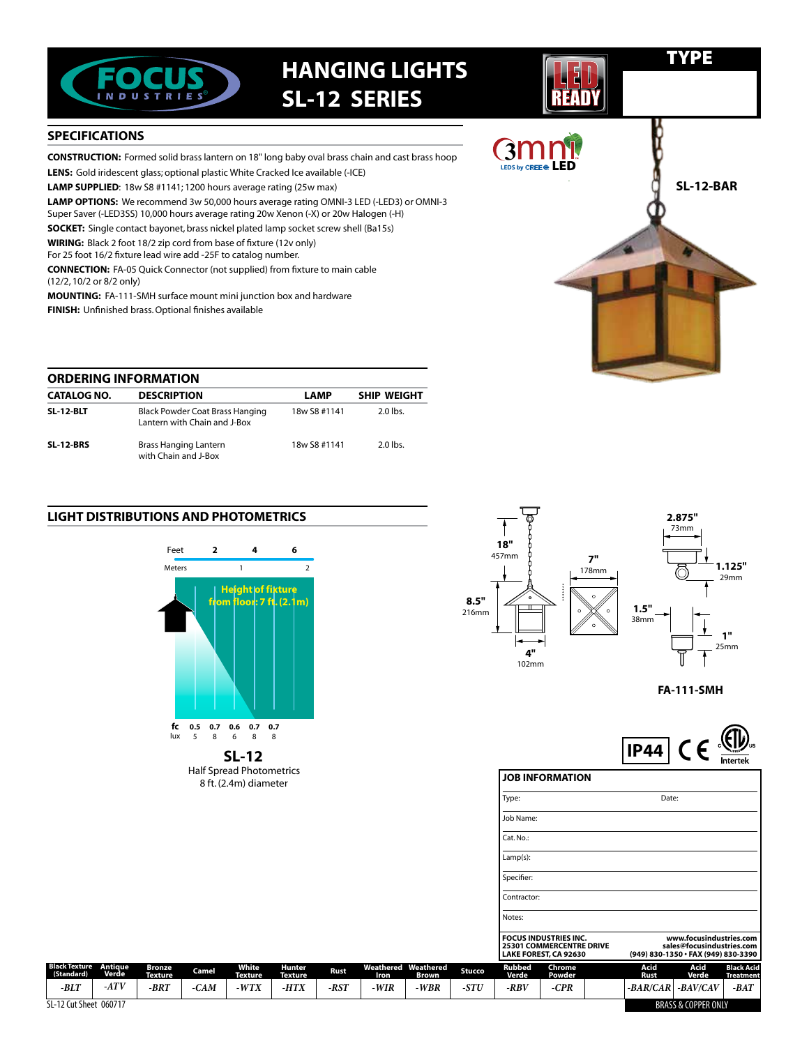# HANGING LIGHTS
# SL-12 SERIES

LED READY

**TYPE**

## SPECIFICATIONS

**CONSTRUCTION:** Formed solid brass lantern on 18" long baby oval brass chain and cast brass hoop

**LENS:** Gold iridescent glass; optional plastic White Cracked Ice available (-ICE)

**LAMP SUPPLIED**: 18w S8 #1141; 1200 hours average rating (25w max)

**LAMP OPTIONS:** We recommend 3w 50,000 hours average rating OMNI-3 LED (-LED3) or OMNI-3 Super Saver (-LED3SS) 10,000 hours average rating 20w Xenon (-X) or 20w Halogen (-H)

**SOCKET:** Single contact bayonet, brass nickel plated lamp socket screw shell (Ba15s)

**WIRING:** Black 2 foot 18/2 zip cord from base of fixture (12v only)
For 25 foot 16/2 fixture lead wire add -25F to catalog number.

**CONNECTION:** FA-05 Quick Connector (not supplied) from fixture to main cable (12/2, 10/2 or 8/2 only)

**MOUNTING:** FA-111-SMH surface mount mini junction box and hardware

**FINISH:** Unfinished brass. Optional finishes available

Omni LEDS by CREE LED

SL-12-BAR

## ORDERING INFORMATION

| CATALOG NO. | DESCRIPTION | LAMP | SHIP WEIGHT |
|---|---|---|---|
| SL-12-BLT | Black Powder Coat Brass Hanging Lantern with Chain and J-Box | 18w S8 #1141 | 2.0 lbs. |
| SL-12-BRS | Brass Hanging Lantern with Chain and J-Box | 18w S8 #1141 | 2.0 lbs. |

## LIGHT DISTRIBUTIONS AND PHOTOMETRICS

Feet 2 4 6
Meters 1 2
Height of fixture from floor: 7 ft. (2.1m)
fc 0.5 0.7 0.6 0.7 0.7
lux 5 8 6 8 8

**SL-12**
Half Spread Photometrics
8 ft. (2.4m) diameter

18" 457mm
8.5" 216mm
7" 178mm
4" 102mm
2.875" 73mm
1.125" 29mm
1.5" 38mm
1" 25mm

**FA-111-SMH**

IP44 CE cETLus Intertek

| JOB INFORMATION | |
|---|---|
| Type: | Date: |
| Job Name: | |
| Cat. No.: | |
| Lamp(s): | |
| Specifier: | |
| Contractor: | |
| Notes: | |

FOCUS INDUSTRIES INC.
25301 COMMERCENTRE DRIVE
LAKE FOREST, CA 92630
www.focusindustries.com
sales@focusindustries.com
(949) 830-1350 • FAX (949) 830-3390

| Black Texture (Standard) | Antique Verde | Bronze Texture | Camel | White Texture | Hunter Texture | Rust | Weathered Iron | Weathered Brown | Stucco | Rubbed Verde | Chrome Powder | | Acid Rust | Acid Verde | Black Acid Treatment |
|---|---|---|---|---|---|---|---|---|---|---|---|---|---|---|---|
| -BLT | -ATV | -BRT | -CAM | -WTX | -HTX | -RST | -WIR | -WBR | -STU | -RBV | -CPR | | -BAR/CAR | -BAV/CAV | -BAT |

SL-12 Cut Sheet 060717

BRASS & COPPER ONLY